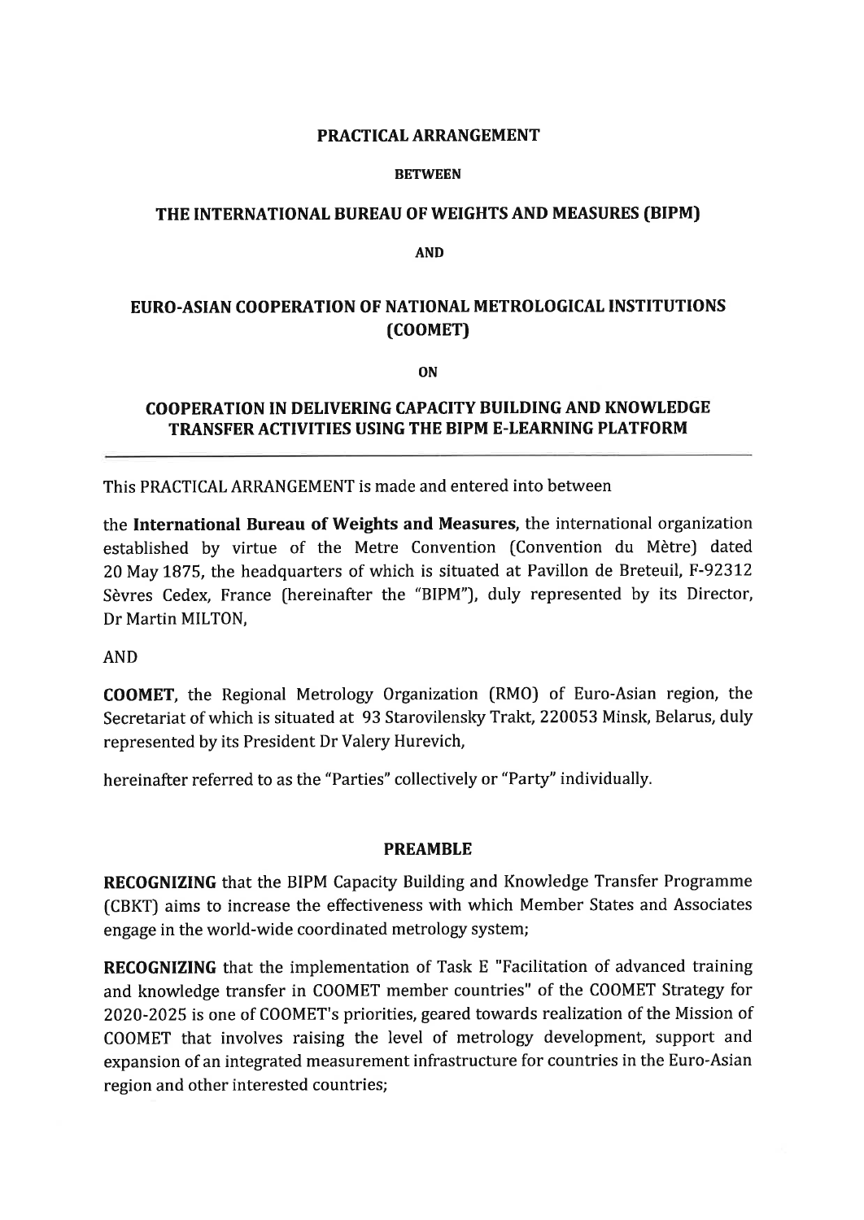# PRACTICAL ARRANGEMENT

**BETWEEN**

## THE INTERNATIONAL BUREAU OF WEIGHTS AND MEASURES (BIPM)

**AND**

## EURO-ASIAN COOPERATION OF NATIONAL METROLOGICAL INSTITUTIONS (COOMET)

**ON**

## COOPERATION IN DELIVERING CAPACITY BUILDING AND KNOWLEDGE TRANSFER ACTIVITIES USING THE BIPM E-LEARNING PLATFORM

---

This PRACTICAL ARRANGEMENT is made and entered into between

the **International Bureau of Weights and Measures**, the international organization established by virtue of the Metre Convention (Convention du Mètre) dated 20 May 1875, the headquarters of which is situated at Pavillon de Breteuil, F-92312 Sèvres Cedex, France (hereinafter the "BIPM"), duly represented by its Director, Dr Martin MILTON,

AND

**COOMET**, the Regional Metrology Organization (RMO) of Euro-Asian region, the Secretariat of which is situated at 93 Starovilensky Trakt, 220053 Minsk, Belarus, duly represented by its President Dr Valery Hurevich,

hereinafter referred to as the "Parties" collectively or "Party" individually.

### PREAMBLE

**RECOGNIZING** that the BIPM Capacity Building and Knowledge Transfer Programme (CBKT) aims to increase the effectiveness with which Member States and Associates engage in the world-wide coordinated metrology system;

**RECOGNIZING** that the implementation of Task E "Facilitation of advanced training and knowledge transfer in COOMET member countries" of the COOMET Strategy for 2020-2025 is one of COOMET's priorities, geared towards realization of the Mission of COOMET that involves raising the level of metrology development, support and expansion of an integrated measurement infrastructure for countries in the Euro-Asian region and other interested countries;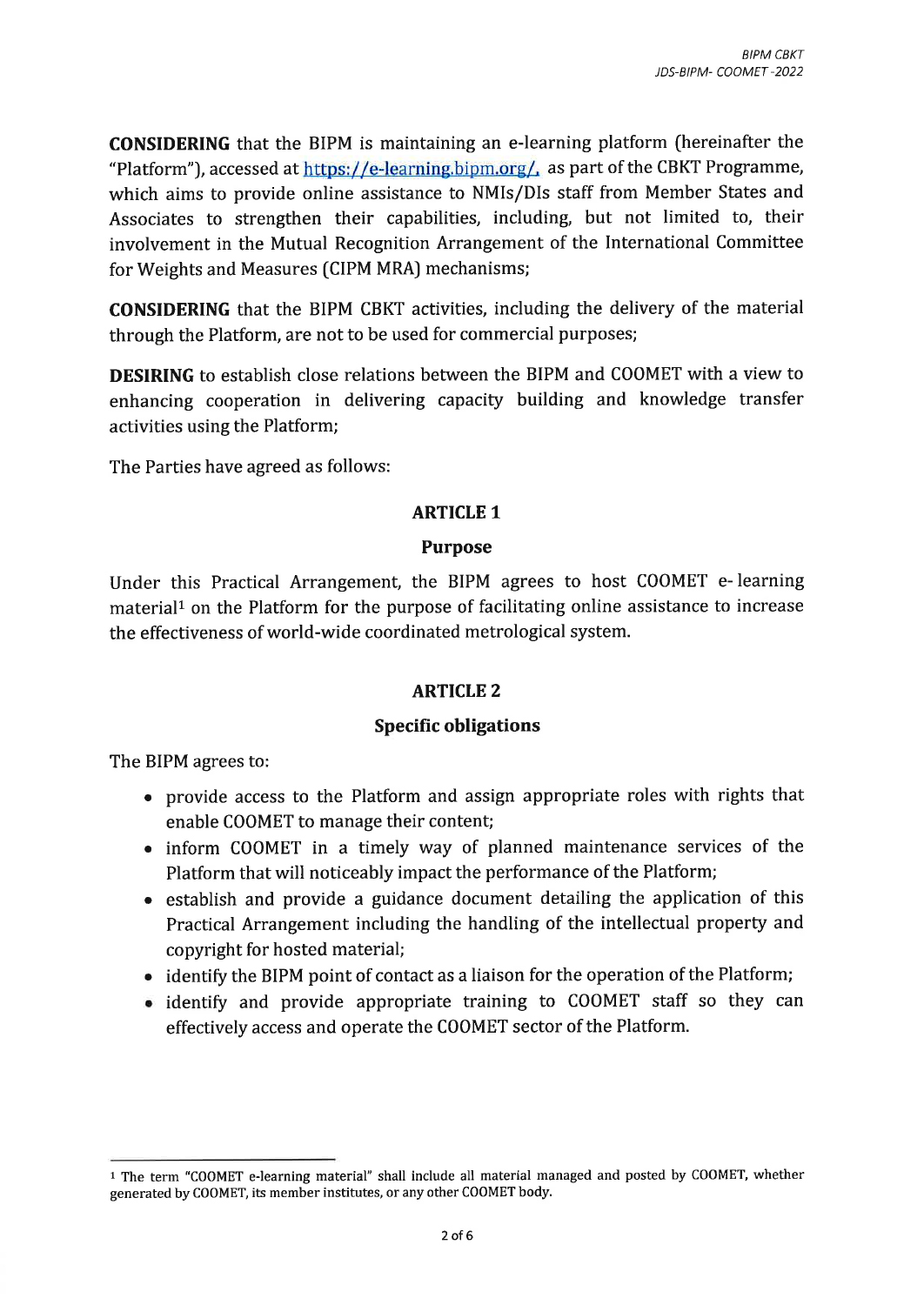**CONSIDERING** that the BIPM is maintaining an e-learning platform (hereinafter the "Platform"), accessed at https://e-learning.bipm.org/, as part of the CBKT Programme, which aims to provide online assistance to NMIs/DIs staff from Member States and Associates to strengthen their capabilities, including, but not limited to, their involvement in the Mutual Recognition Arrangement of the International Committee for Weights and Measures (CIPM MRA) mechanisms;

**CONSIDERING** that the BIPM CBKT activities, including the delivery of the material through the Platform, are not to be used for commercial purposes;

**DESIRING** to establish close relations between the BIPM and COOMET with a view to enhancing cooperation in delivering capacity building and knowledge transfer activities using the Platform;

The Parties have agreed as follows:

## ARTICLE 1

### Purpose

Under this Practical Arrangement, the BIPM agrees to host COOMET e- learning material[1] on the Platform for the purpose of facilitating online assistance to increase the effectiveness of world-wide coordinated metrological system.

## ARTICLE 2

### Specific obligations

The BIPM agrees to:

- provide access to the Platform and assign appropriate roles with rights that enable COOMET to manage their content;
- inform COOMET in a timely way of planned maintenance services of the Platform that will noticeably impact the performance of the Platform;
- establish and provide a guidance document detailing the application of this Practical Arrangement including the handling of the intellectual property and copyright for hosted material;
- identify the BIPM point of contact as a liaison for the operation of the Platform;
- identify and provide appropriate training to COOMET staff so they can effectively access and operate the COOMET sector of the Platform.

---

[1] The term "COOMET e-learning material" shall include all material managed and posted by COOMET, whether generated by COOMET, its member institutes, or any other COOMET body.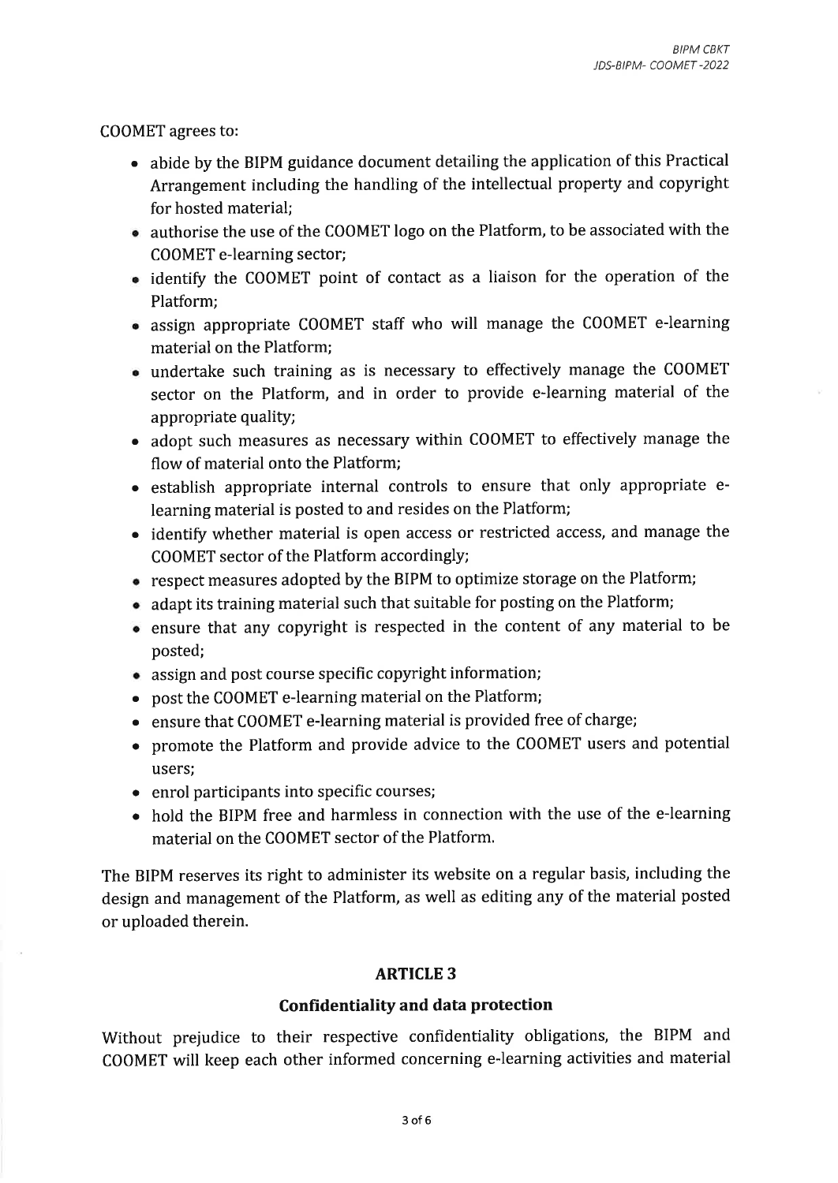COOMET agrees to:

- abide by the BIPM guidance document detailing the application of this Practical Arrangement including the handling of the intellectual property and copyright for hosted material;
- authorise the use of the COOMET logo on the Platform, to be associated with the COOMET e-learning sector;
- identify the COOMET point of contact as a liaison for the operation of the Platform;
- assign appropriate COOMET staff who will manage the COOMET e-learning material on the Platform;
- undertake such training as is necessary to effectively manage the COOMET sector on the Platform, and in order to provide e-learning material of the appropriate quality;
- adopt such measures as necessary within COOMET to effectively manage the flow of material onto the Platform;
- establish appropriate internal controls to ensure that only appropriate e-learning material is posted to and resides on the Platform;
- identify whether material is open access or restricted access, and manage the COOMET sector of the Platform accordingly;
- respect measures adopted by the BIPM to optimize storage on the Platform;
- adapt its training material such that suitable for posting on the Platform;
- ensure that any copyright is respected in the content of any material to be posted;
- assign and post course specific copyright information;
- post the COOMET e-learning material on the Platform;
- ensure that COOMET e-learning material is provided free of charge;
- promote the Platform and provide advice to the COOMET users and potential users;
- enrol participants into specific courses;
- hold the BIPM free and harmless in connection with the use of the e-learning material on the COOMET sector of the Platform.

The BIPM reserves its right to administer its website on a regular basis, including the design and management of the Platform, as well as editing any of the material posted or uploaded therein.

## ARTICLE 3

### Confidentiality and data protection

Without prejudice to their respective confidentiality obligations, the BIPM and COOMET will keep each other informed concerning e-learning activities and material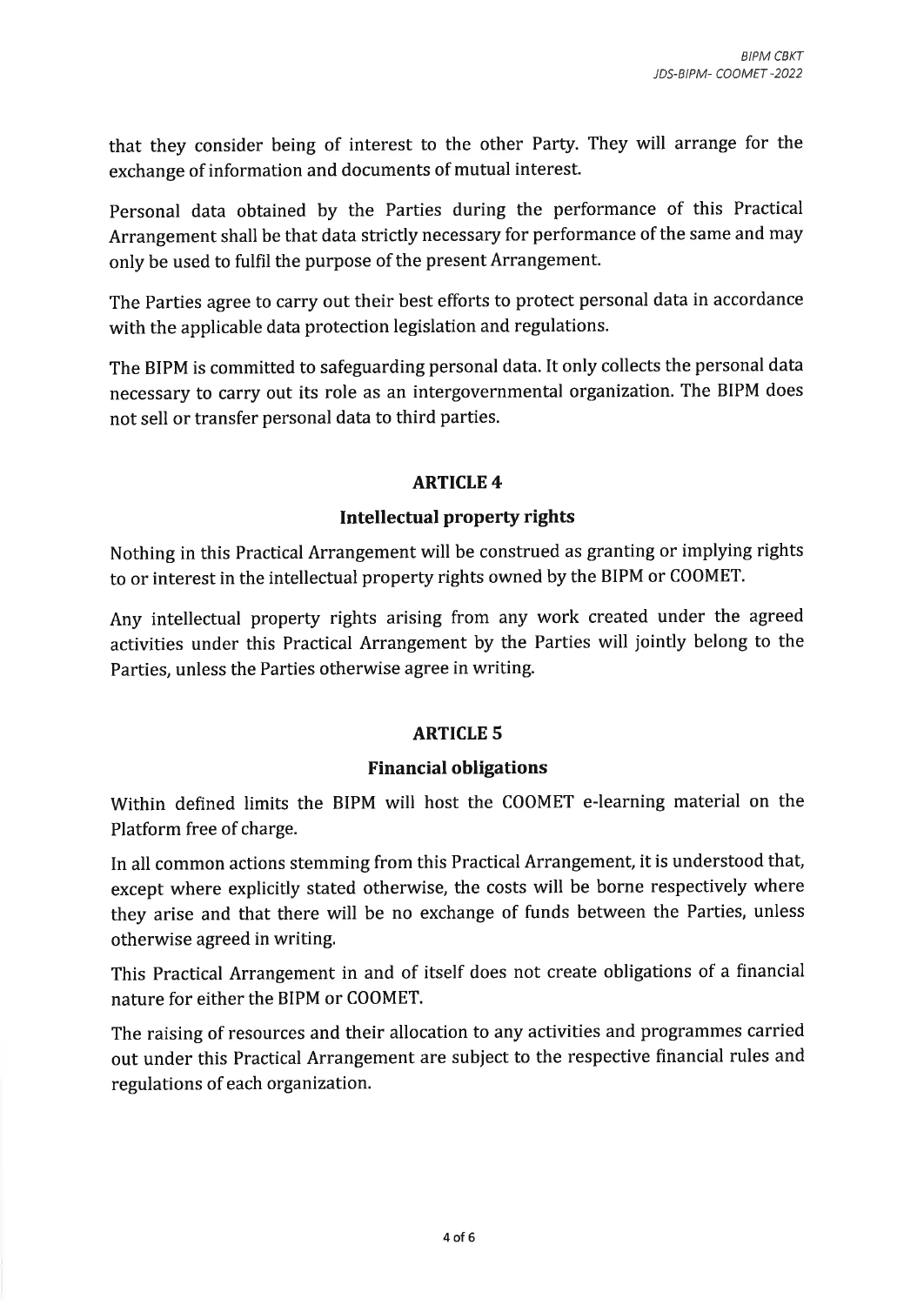that they consider being of interest to the other Party. They will arrange for the exchange of information and documents of mutual interest.

Personal data obtained by the Parties during the performance of this Practical Arrangement shall be that data strictly necessary for performance of the same and may only be used to fulfil the purpose of the present Arrangement.

The Parties agree to carry out their best efforts to protect personal data in accordance with the applicable data protection legislation and regulations.

The BIPM is committed to safeguarding personal data. It only collects the personal data necessary to carry out its role as an intergovernmental organization. The BIPM does not sell or transfer personal data to third parties.

## ARTICLE 4

### Intellectual property rights

Nothing in this Practical Arrangement will be construed as granting or implying rights to or interest in the intellectual property rights owned by the BIPM or COOMET.

Any intellectual property rights arising from any work created under the agreed activities under this Practical Arrangement by the Parties will jointly belong to the Parties, unless the Parties otherwise agree in writing.

## ARTICLE 5

### Financial obligations

Within defined limits the BIPM will host the COOMET e-learning material on the Platform free of charge.

In all common actions stemming from this Practical Arrangement, it is understood that, except where explicitly stated otherwise, the costs will be borne respectively where they arise and that there will be no exchange of funds between the Parties, unless otherwise agreed in writing.

This Practical Arrangement in and of itself does not create obligations of a financial nature for either the BIPM or COOMET.

The raising of resources and their allocation to any activities and programmes carried out under this Practical Arrangement are subject to the respective financial rules and regulations of each organization.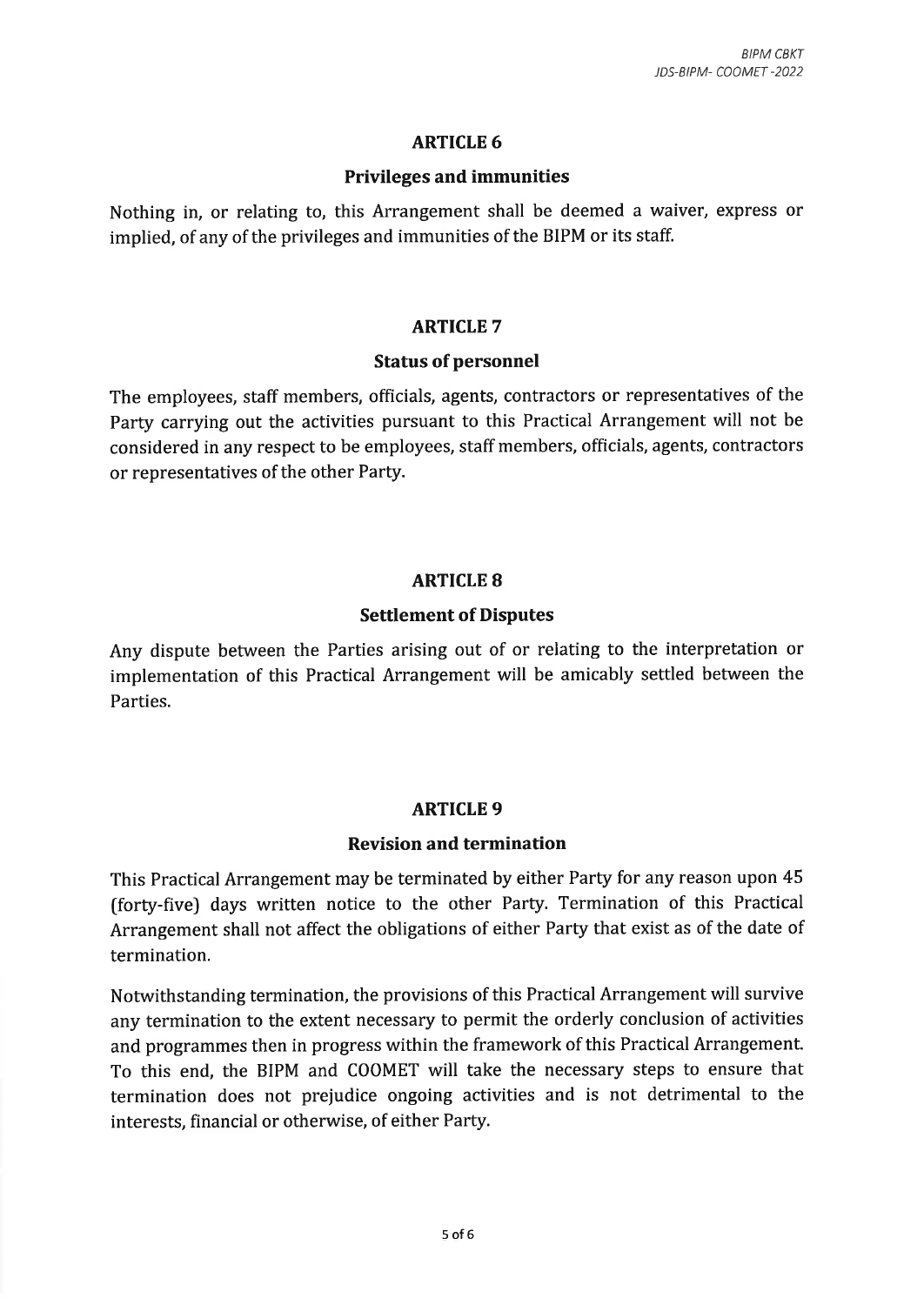## ARTICLE 6

### Privileges and immunities

Nothing in, or relating to, this Arrangement shall be deemed a waiver, express or implied, of any of the privileges and immunities of the BIPM or its staff.

## ARTICLE 7

### Status of personnel

The employees, staff members, officials, agents, contractors or representatives of the Party carrying out the activities pursuant to this Practical Arrangement will not be considered in any respect to be employees, staff members, officials, agents, contractors or representatives of the other Party.

## ARTICLE 8

### Settlement of Disputes

Any dispute between the Parties arising out of or relating to the interpretation or implementation of this Practical Arrangement will be amicably settled between the Parties.

## ARTICLE 9

### Revision and termination

This Practical Arrangement may be terminated by either Party for any reason upon 45 (forty-five) days written notice to the other Party. Termination of this Practical Arrangement shall not affect the obligations of either Party that exist as of the date of termination.

Notwithstanding termination, the provisions of this Practical Arrangement will survive any termination to the extent necessary to permit the orderly conclusion of activities and programmes then in progress within the framework of this Practical Arrangement. To this end, the BIPM and COOMET will take the necessary steps to ensure that termination does not prejudice ongoing activities and is not detrimental to the interests, financial or otherwise, of either Party.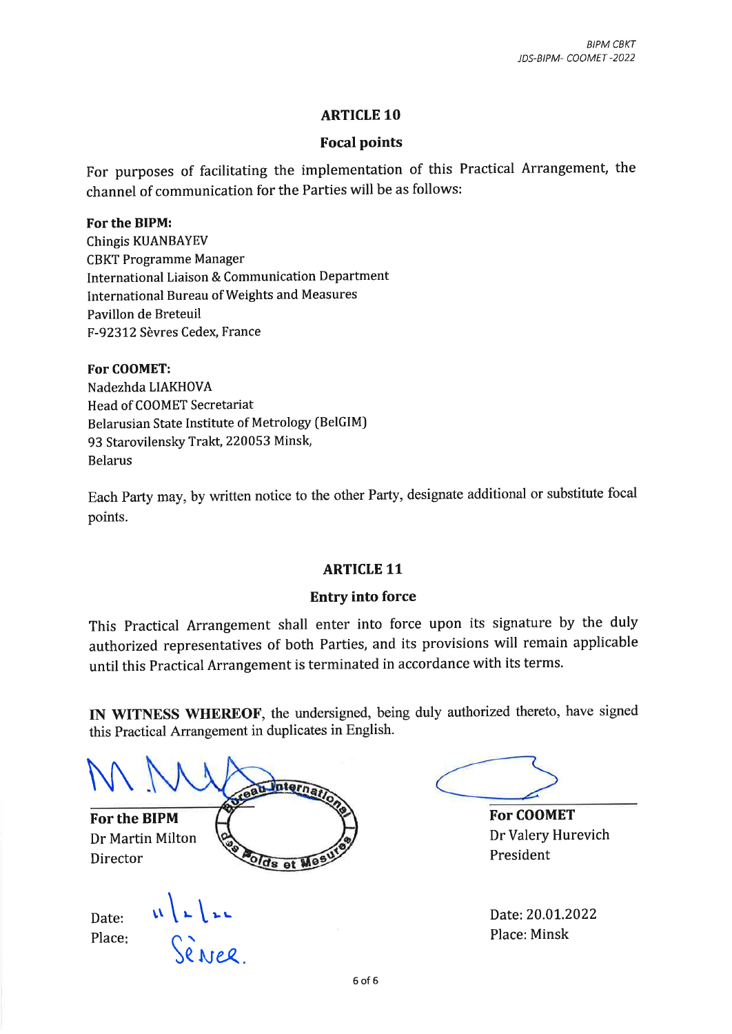## ARTICLE 10

### Focal points

For purposes of facilitating the implementation of this Practical Arrangement, the channel of communication for the Parties will be as follows:

**For the BIPM:**
Chingis KUANBAYEV
CBKT Programme Manager
International Liaison & Communication Department
International Bureau of Weights and Measures
Pavillon de Breteuil
F-92312 Sèvres Cedex, France

**For COOMET:**
Nadezhda LIAKHOVA
Head of COOMET Secretariat
Belarusian State Institute of Metrology (BelGIM)
93 Starovilensky Trakt, 220053 Minsk,
Belarus

Each Party may, by written notice to the other Party, designate additional or substitute focal points.

## ARTICLE 11

### Entry into force

This Practical Arrangement shall enter into force upon its signature by the duly authorized representatives of both Parties, and its provisions will remain applicable until this Practical Arrangement is terminated in accordance with its terms.

**IN WITNESS WHEREOF**, the undersigned, being duly authorized thereto, have signed this Practical Arrangement in duplicates in English.

**For the BIPM**
Dr Martin Milton
Director

Date: 11/2/22
Place: Sèvres

**For COOMET**
Dr Valery Hurevich
President

Date: 20.01.2022
Place: Minsk